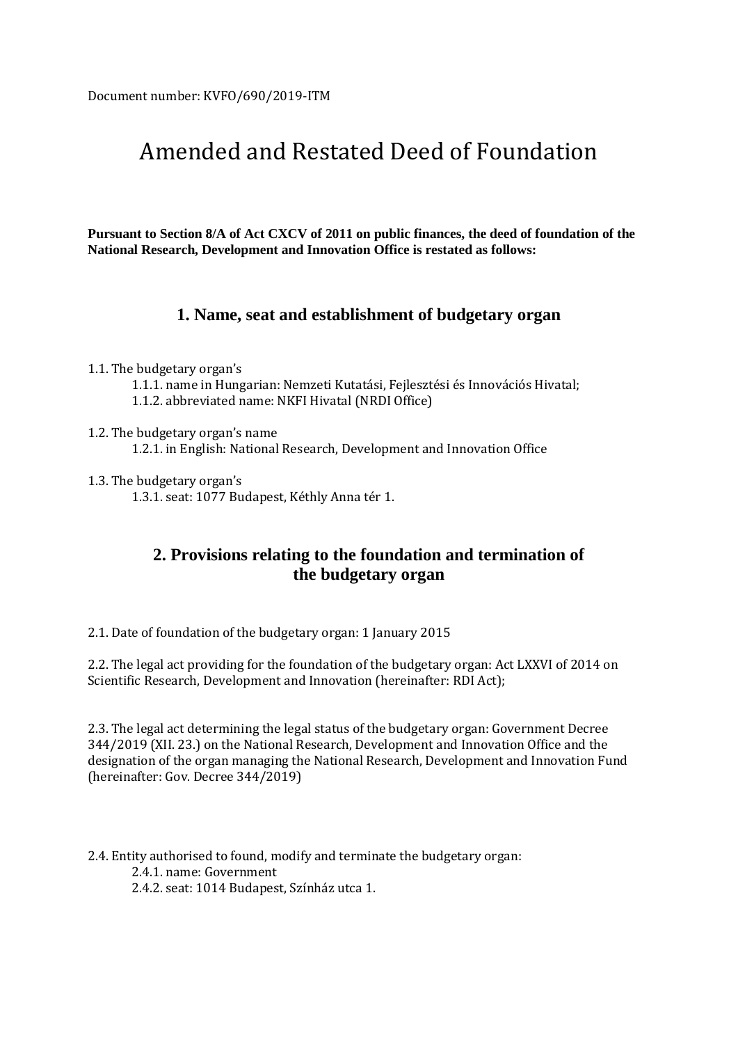Document number: KVFO/690/2019-ITM

# Amended and Restated Deed of Foundation

**Pursuant to Section 8/A of Act CXCV of 2011 on public finances, the deed of foundation of the National Research, Development and Innovation Office is restated as follows:**

## 1. Name, seat and establishment of budgetary organ

1.1. The budgetary organ's

1.1.1. name in Hungarian: Nemzeti Kutatási, Fejlesztési és Innovációs Hivatal;

1.1.2. abbreviated name: NKFI Hivatal (NRDI Office)

1.2. The budgetary organ's name

1.2.1. in English: National Research, Development and Innovation Office

1.3. The budgetary organ's

1.3.1. seat: 1077 Budapest, Kéthly Anna tér 1.

## 2. Provisions relating to the foundation and termination of the budgetary organ

2.1. Date of foundation of the budgetary organ: 1 January 2015

2.2. The legal act providing for the foundation of the budgetary organ: Act LXXVI of 2014 on Scientific Research, Development and Innovation (hereinafter: RDI Act);

2.3. The legal act determining the legal status of the budgetary organ: Government Decree 344/2019 (XII. 23.) on the National Research, Development and Innovation Office and the designation of the organ managing the National Research, Development and Innovation Fund (hereinafter: Gov. Decree 344/2019)

2.4. Entity authorised to found, modify and terminate the budgetary organ:

2.4.1. name: Government

2.4.2. seat: 1014 Budapest, Színház utca 1.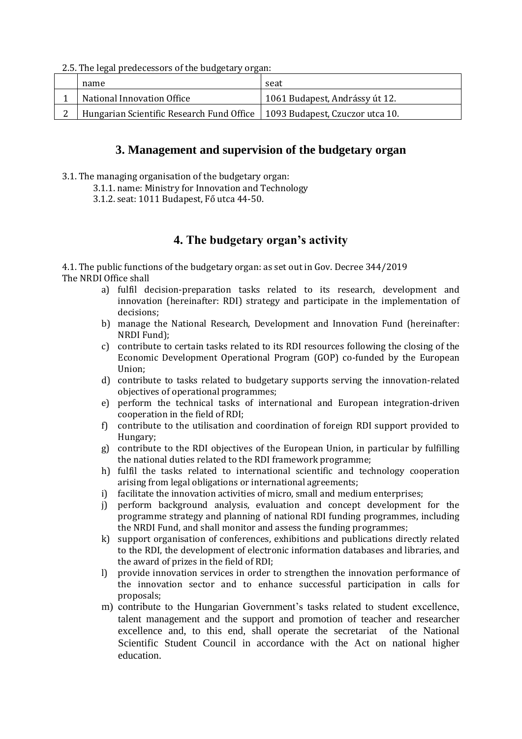2.5. The legal predecessors of the budgetary organ:

| | name | seat |
|---|---|---|
| 1 | National Innovation Office | 1061 Budapest, Andrássy út 12. |
| 2 | Hungarian Scientific Research Fund Office | 1093 Budapest, Czuczor utca 10. |

## 3. Management and supervision of the budgetary organ

3.1. The managing organisation of the budgetary organ:

3.1.1. name: Ministry for Innovation and Technology

3.1.2. seat: 1011 Budapest, Fő utca 44-50.

## 4. The budgetary organ's activity

4.1. The public functions of the budgetary organ: as set out in Gov. Decree 344/2019

The NRDI Office shall

a) fulfil decision-preparation tasks related to its research, development and innovation (hereinafter: RDI) strategy and participate in the implementation of decisions;

b) manage the National Research, Development and Innovation Fund (hereinafter: NRDI Fund);

c) contribute to certain tasks related to its RDI resources following the closing of the Economic Development Operational Program (GOP) co-funded by the European Union;

d) contribute to tasks related to budgetary supports serving the innovation-related objectives of operational programmes;

e) perform the technical tasks of international and European integration-driven cooperation in the field of RDI;

f) contribute to the utilisation and coordination of foreign RDI support provided to Hungary;

g) contribute to the RDI objectives of the European Union, in particular by fulfilling the national duties related to the RDI framework programme;

h) fulfil the tasks related to international scientific and technology cooperation arising from legal obligations or international agreements;

i) facilitate the innovation activities of micro, small and medium enterprises;

j) perform background analysis, evaluation and concept development for the programme strategy and planning of national RDI funding programmes, including the NRDI Fund, and shall monitor and assess the funding programmes;

k) support organisation of conferences, exhibitions and publications directly related to the RDI, the development of electronic information databases and libraries, and the award of prizes in the field of RDI;

l) provide innovation services in order to strengthen the innovation performance of the innovation sector and to enhance successful participation in calls for proposals;

m) contribute to the Hungarian Government's tasks related to student excellence, talent management and the support and promotion of teacher and researcher excellence and, to this end, shall operate the secretariat of the National Scientific Student Council in accordance with the Act on national higher education.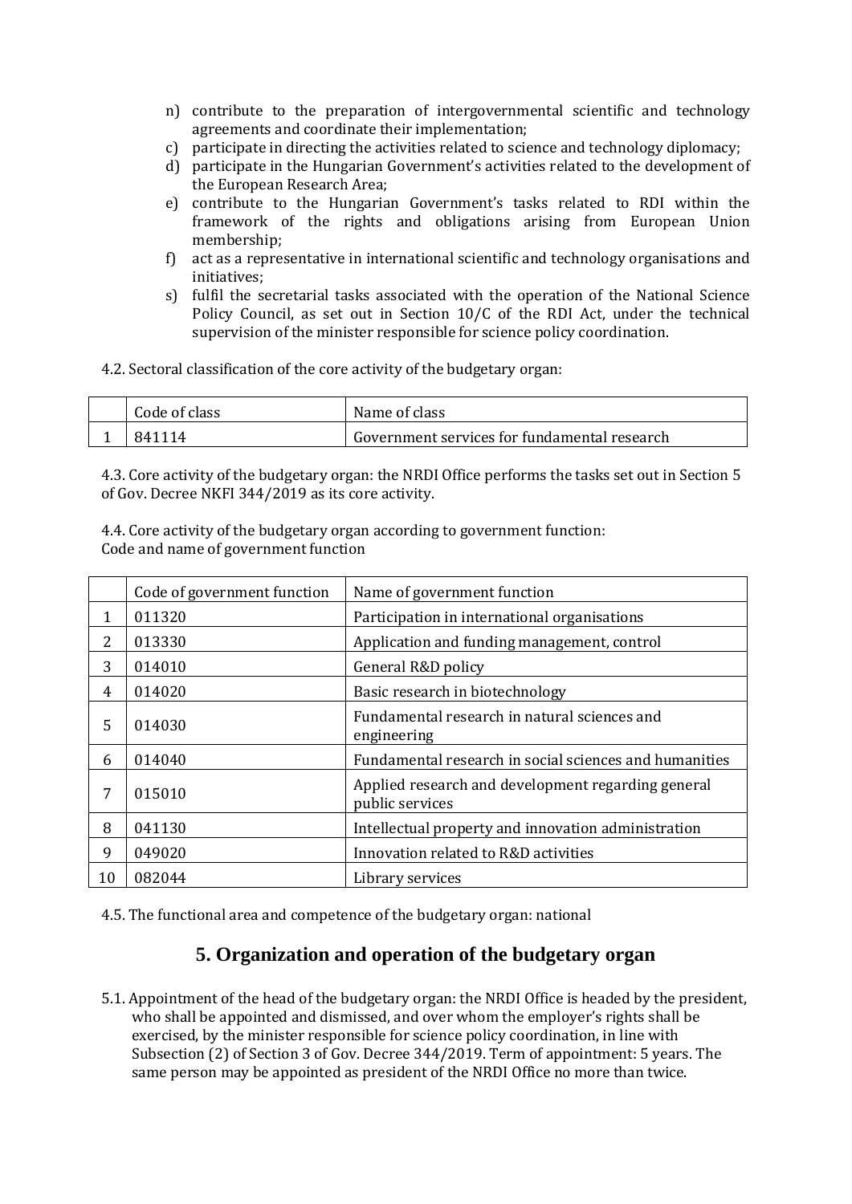n) contribute to the preparation of intergovernmental scientific and technology agreements and coordinate their implementation;
c) participate in directing the activities related to science and technology diplomacy;
d) participate in the Hungarian Government's activities related to the development of the European Research Area;
e) contribute to the Hungarian Government's tasks related to RDI within the framework of the rights and obligations arising from European Union membership;
f) act as a representative in international scientific and technology organisations and initiatives;
s) fulfil the secretarial tasks associated with the operation of the National Science Policy Council, as set out in Section 10/C of the RDI Act, under the technical supervision of the minister responsible for science policy coordination.

4.2. Sectoral classification of the core activity of the budgetary organ:

| | Code of class | Name of class |
|---|---|---|
| 1 | 841114 | Government services for fundamental research |

4.3. Core activity of the budgetary organ: the NRDI Office performs the tasks set out in Section 5 of Gov. Decree NKFI 344/2019 as its core activity.

4.4. Core activity of the budgetary organ according to government function:
Code and name of government function

| | Code of government function | Name of government function |
|---|---|---|
| 1 | 011320 | Participation in international organisations |
| 2 | 013330 | Application and funding management, control |
| 3 | 014010 | General R&D policy |
| 4 | 014020 | Basic research in biotechnology |
| 5 | 014030 | Fundamental research in natural sciences and engineering |
| 6 | 014040 | Fundamental research in social sciences and humanities |
| 7 | 015010 | Applied research and development regarding general public services |
| 8 | 041130 | Intellectual property and innovation administration |
| 9 | 049020 | Innovation related to R&D activities |
| 10 | 082044 | Library services |

4.5. The functional area and competence of the budgetary organ: national

## 5. Organization and operation of the budgetary organ

5.1. Appointment of the head of the budgetary organ: the NRDI Office is headed by the president, who shall be appointed and dismissed, and over whom the employer's rights shall be exercised, by the minister responsible for science policy coordination, in line with Subsection (2) of Section 3 of Gov. Decree 344/2019. Term of appointment: 5 years. The same person may be appointed as president of the NRDI Office no more than twice.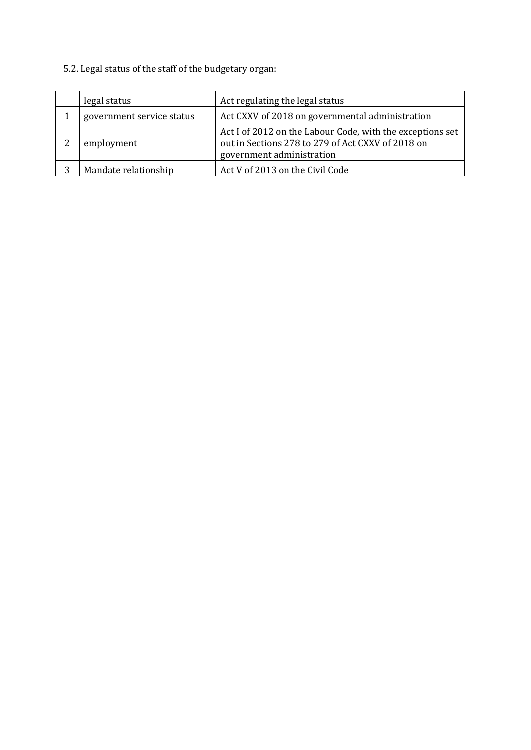5.2. Legal status of the staff of the budgetary organ:

| | legal status | Act regulating the legal status |
|---|---|---|
| 1 | government service status | Act CXXV of 2018 on governmental administration |
| 2 | employment | Act I of 2012 on the Labour Code, with the exceptions set out in Sections 278 to 279 of Act CXXV of 2018 on government administration |
| 3 | Mandate relationship | Act V of 2013 on the Civil Code |